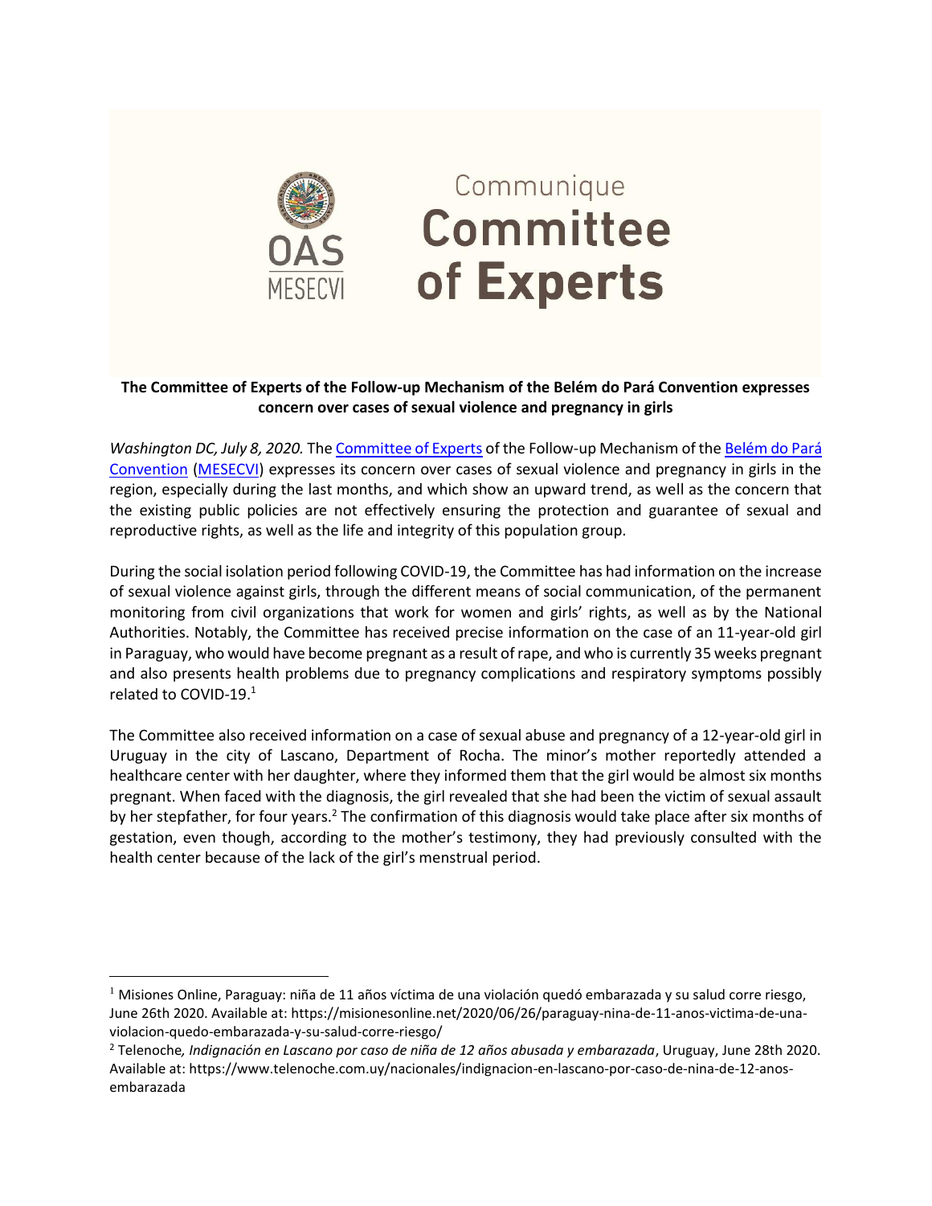# Communique Committee of Experts

OAS MESECVI

**The Committee of Experts of the Follow-up Mechanism of the Belém do Pará Convention expresses concern over cases of sexual violence and pregnancy in girls**

*Washington DC, July 8, 2020.* The Committee of Experts of the Follow-up Mechanism of the Belém do Pará Convention (MESECVI) expresses its concern over cases of sexual violence and pregnancy in girls in the region, especially during the last months, and which show an upward trend, as well as the concern that the existing public policies are not effectively ensuring the protection and guarantee of sexual and reproductive rights, as well as the life and integrity of this population group.

During the social isolation period following COVID-19, the Committee has had information on the increase of sexual violence against girls, through the different means of social communication, of the permanent monitoring from civil organizations that work for women and girls' rights, as well as by the National Authorities. Notably, the Committee has received precise information on the case of an 11-year-old girl in Paraguay, who would have become pregnant as a result of rape, and who is currently 35 weeks pregnant and also presents health problems due to pregnancy complications and respiratory symptoms possibly related to COVID-19.[1]

The Committee also received information on a case of sexual abuse and pregnancy of a 12-year-old girl in Uruguay in the city of Lascano, Department of Rocha. The minor's mother reportedly attended a healthcare center with her daughter, where they informed them that the girl would be almost six months pregnant. When faced with the diagnosis, the girl revealed that she had been the victim of sexual assault by her stepfather, for four years.[2] The confirmation of this diagnosis would take place after six months of gestation, even though, according to the mother's testimony, they had previously consulted with the health center because of the lack of the girl's menstrual period.

---

[1] Misiones Online, Paraguay: niña de 11 años víctima de una violación quedó embarazada y su salud corre riesgo, June 26th 2020. Available at: https://misionesonline.net/2020/06/26/paraguay-nina-de-11-anos-victima-de-una-violacion-quedo-embarazada-y-su-salud-corre-riesgo/

[2] Telenoche, *Indignación en Lascano por caso de niña de 12 años abusada y embarazada*, Uruguay, June 28th 2020. Available at: https://www.telenoche.com.uy/nacionales/indignacion-en-lascano-por-caso-de-nina-de-12-anos-embarazada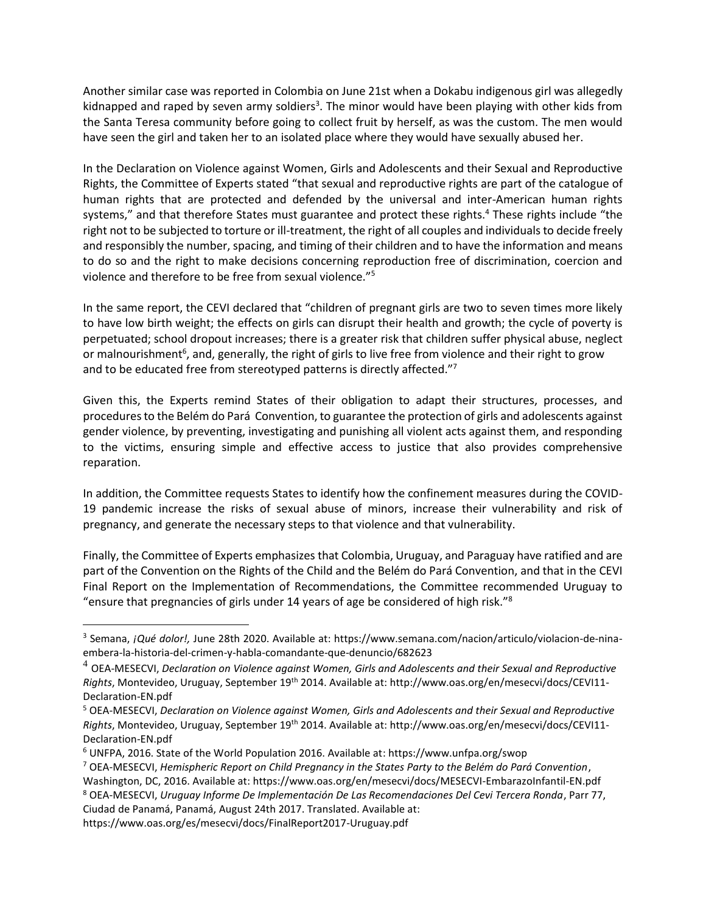Another similar case was reported in Colombia on June 21st when a Dokabu indigenous girl was allegedly kidnapped and raped by seven army soldiers[3]. The minor would have been playing with other kids from the Santa Teresa community before going to collect fruit by herself, as was the custom. The men would have seen the girl and taken her to an isolated place where they would have sexually abused her.

In the Declaration on Violence against Women, Girls and Adolescents and their Sexual and Reproductive Rights, the Committee of Experts stated "that sexual and reproductive rights are part of the catalogue of human rights that are protected and defended by the universal and inter-American human rights systems," and that therefore States must guarantee and protect these rights.[4] These rights include "the right not to be subjected to torture or ill-treatment, the right of all couples and individuals to decide freely and responsibly the number, spacing, and timing of their children and to have the information and means to do so and the right to make decisions concerning reproduction free of discrimination, coercion and violence and therefore to be free from sexual violence."[5]

In the same report, the CEVI declared that "children of pregnant girls are two to seven times more likely to have low birth weight; the effects on girls can disrupt their health and growth; the cycle of poverty is perpetuated; school dropout increases; there is a greater risk that children suffer physical abuse, neglect or malnourishment[6], and, generally, the right of girls to live free from violence and their right to grow and to be educated free from stereotyped patterns is directly affected."[7]

Given this, the Experts remind States of their obligation to adapt their structures, processes, and procedures to the Belém do Pará Convention, to guarantee the protection of girls and adolescents against gender violence, by preventing, investigating and punishing all violent acts against them, and responding to the victims, ensuring simple and effective access to justice that also provides comprehensive reparation.

In addition, the Committee requests States to identify how the confinement measures during the COVID-19 pandemic increase the risks of sexual abuse of minors, increase their vulnerability and risk of pregnancy, and generate the necessary steps to that violence and that vulnerability.

Finally, the Committee of Experts emphasizes that Colombia, Uruguay, and Paraguay have ratified and are part of the Convention on the Rights of the Child and the Belém do Pará Convention, and that in the CEVI Final Report on the Implementation of Recommendations, the Committee recommended Uruguay to "ensure that pregnancies of girls under 14 years of age be considered of high risk."[8]

---

[3] Semana, *¡Qué dolor!,* June 28th 2020. Available at: https://www.semana.com/nacion/articulo/violacion-de-nina-embera-la-historia-del-crimen-y-habla-comandante-que-denuncio/682623

[4] OEA-MESECVI, *Declaration on Violence against Women, Girls and Adolescents and their Sexual and Reproductive Rights*, Montevideo, Uruguay, September 19th 2014. Available at: http://www.oas.org/en/mesecvi/docs/CEVI11-Declaration-EN.pdf

[5] OEA-MESECVI, *Declaration on Violence against Women, Girls and Adolescents and their Sexual and Reproductive Rights*, Montevideo, Uruguay, September 19th 2014. Available at: http://www.oas.org/en/mesecvi/docs/CEVI11-Declaration-EN.pdf

[6] UNFPA, 2016. State of the World Population 2016. Available at: https://www.unfpa.org/swop

[7] OEA-MESECVI, *Hemispheric Report on Child Pregnancy in the States Party to the Belém do Pará Convention*, Washington, DC, 2016. Available at: https://www.oas.org/en/mesecvi/docs/MESECVI-EmbarazoInfantil-EN.pdf

[8] OEA-MESECVI, *Uruguay Informe De Implementación De Las Recomendaciones Del Cevi Tercera Ronda*, Parr 77, Ciudad de Panamá, Panamá, August 24th 2017. Translated. Available at: https://www.oas.org/es/mesecvi/docs/FinalReport2017-Uruguay.pdf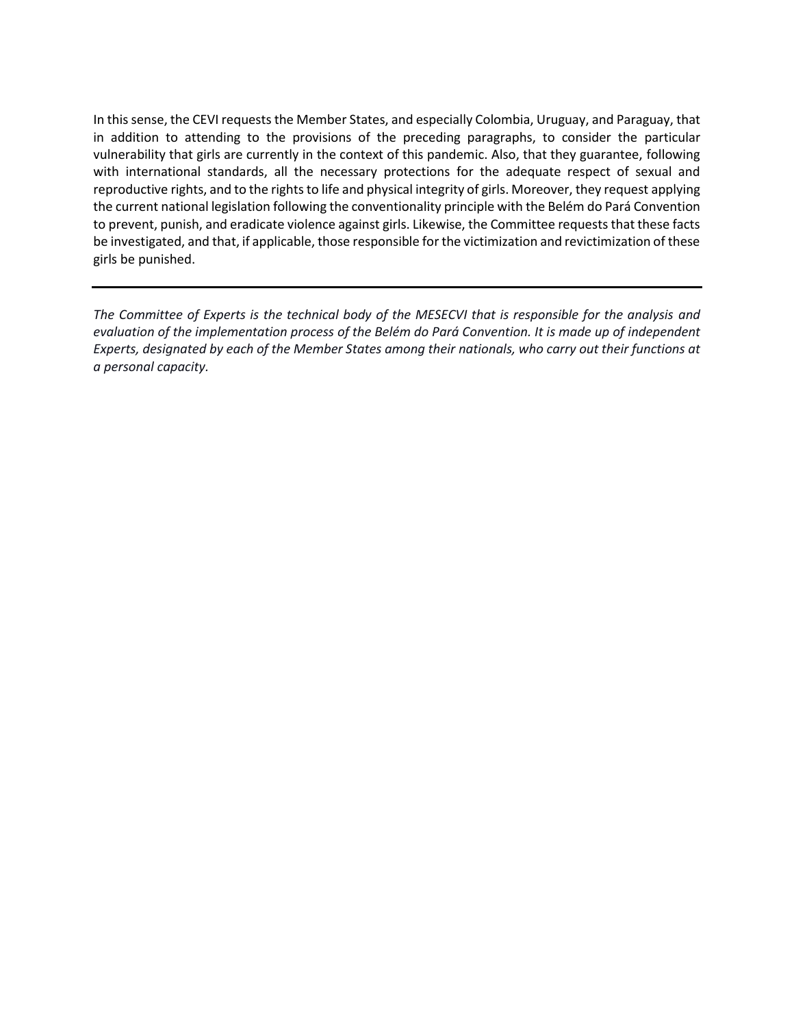In this sense, the CEVI requests the Member States, and especially Colombia, Uruguay, and Paraguay, that in addition to attending to the provisions of the preceding paragraphs, to consider the particular vulnerability that girls are currently in the context of this pandemic. Also, that they guarantee, following with international standards, all the necessary protections for the adequate respect of sexual and reproductive rights, and to the rights to life and physical integrity of girls. Moreover, they request applying the current national legislation following the conventionality principle with the Belém do Pará Convention to prevent, punish, and eradicate violence against girls. Likewise, the Committee requests that these facts be investigated, and that, if applicable, those responsible for the victimization and revictimization of these girls be punished.

---

*The Committee of Experts is the technical body of the MESECVI that is responsible for the analysis and evaluation of the implementation process of the Belém do Pará Convention. It is made up of independent Experts, designated by each of the Member States among their nationals, who carry out their functions at a personal capacity.*